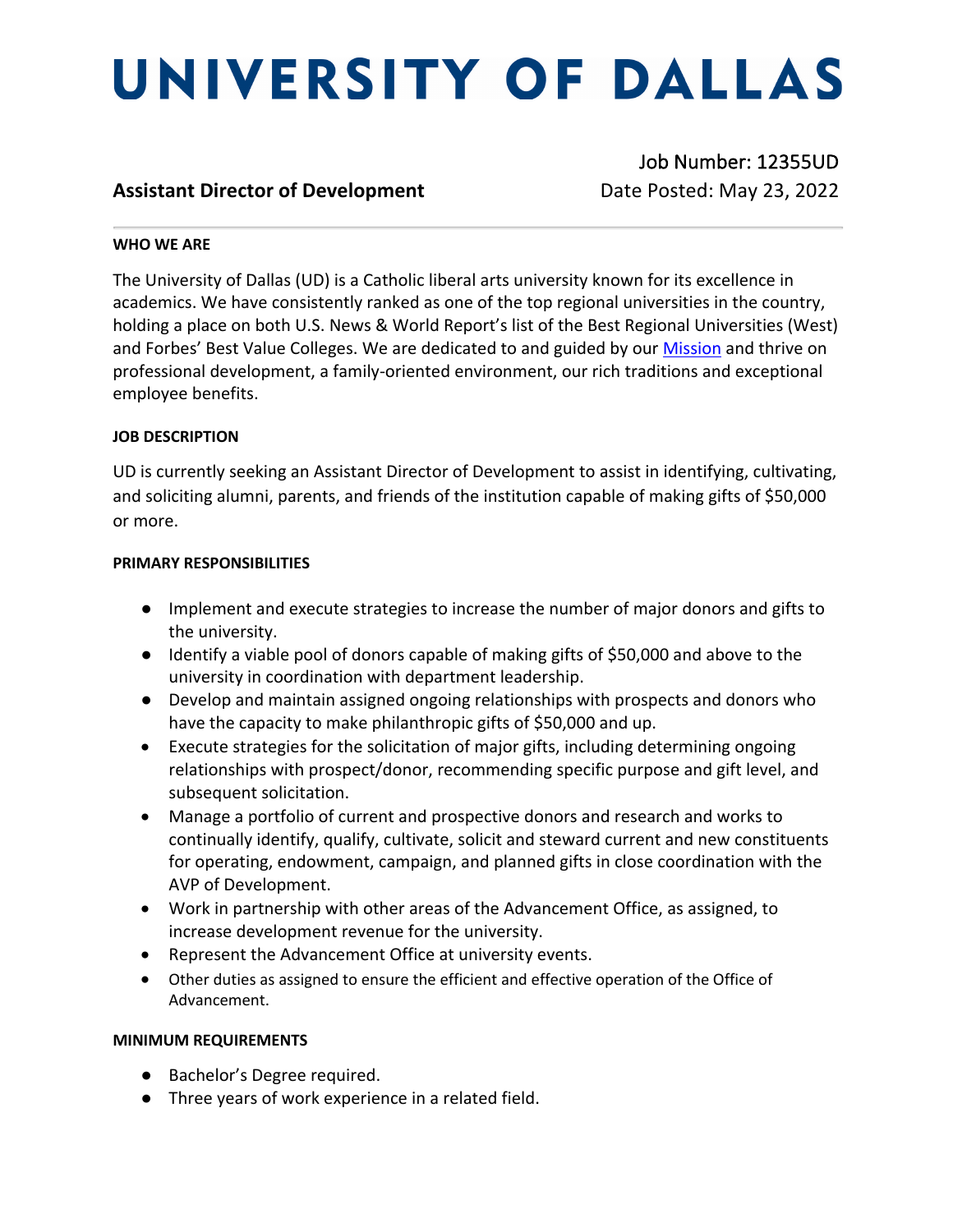# UNIVERSITY OF DALLAS

**Assistant Director of Development**

Job Number: 12355UD
Date Posted: May 23, 2022

---

**WHO WE ARE**

The University of Dallas (UD) is a Catholic liberal arts university known for its excellence in academics. We have consistently ranked as one of the top regional universities in the country, holding a place on both U.S. News & World Report's list of the Best Regional Universities (West) and Forbes' Best Value Colleges. We are dedicated to and guided by our Mission and thrive on professional development, a family-oriented environment, our rich traditions and exceptional employee benefits.

**JOB DESCRIPTION**

UD is currently seeking an Assistant Director of Development to assist in identifying, cultivating, and soliciting alumni, parents, and friends of the institution capable of making gifts of $50,000 or more.

**PRIMARY RESPONSIBILITIES**

- Implement and execute strategies to increase the number of major donors and gifts to the university.
- Identify a viable pool of donors capable of making gifts of $50,000 and above to the university in coordination with department leadership.
- Develop and maintain assigned ongoing relationships with prospects and donors who have the capacity to make philanthropic gifts of $50,000 and up.
- Execute strategies for the solicitation of major gifts, including determining ongoing relationships with prospect/donor, recommending specific purpose and gift level, and subsequent solicitation.
- Manage a portfolio of current and prospective donors and research and works to continually identify, qualify, cultivate, solicit and steward current and new constituents for operating, endowment, campaign, and planned gifts in close coordination with the AVP of Development.
- Work in partnership with other areas of the Advancement Office, as assigned, to increase development revenue for the university.
- Represent the Advancement Office at university events.
- Other duties as assigned to ensure the efficient and effective operation of the Office of Advancement.

**MINIMUM REQUIREMENTS**

- Bachelor's Degree required.
- Three years of work experience in a related field.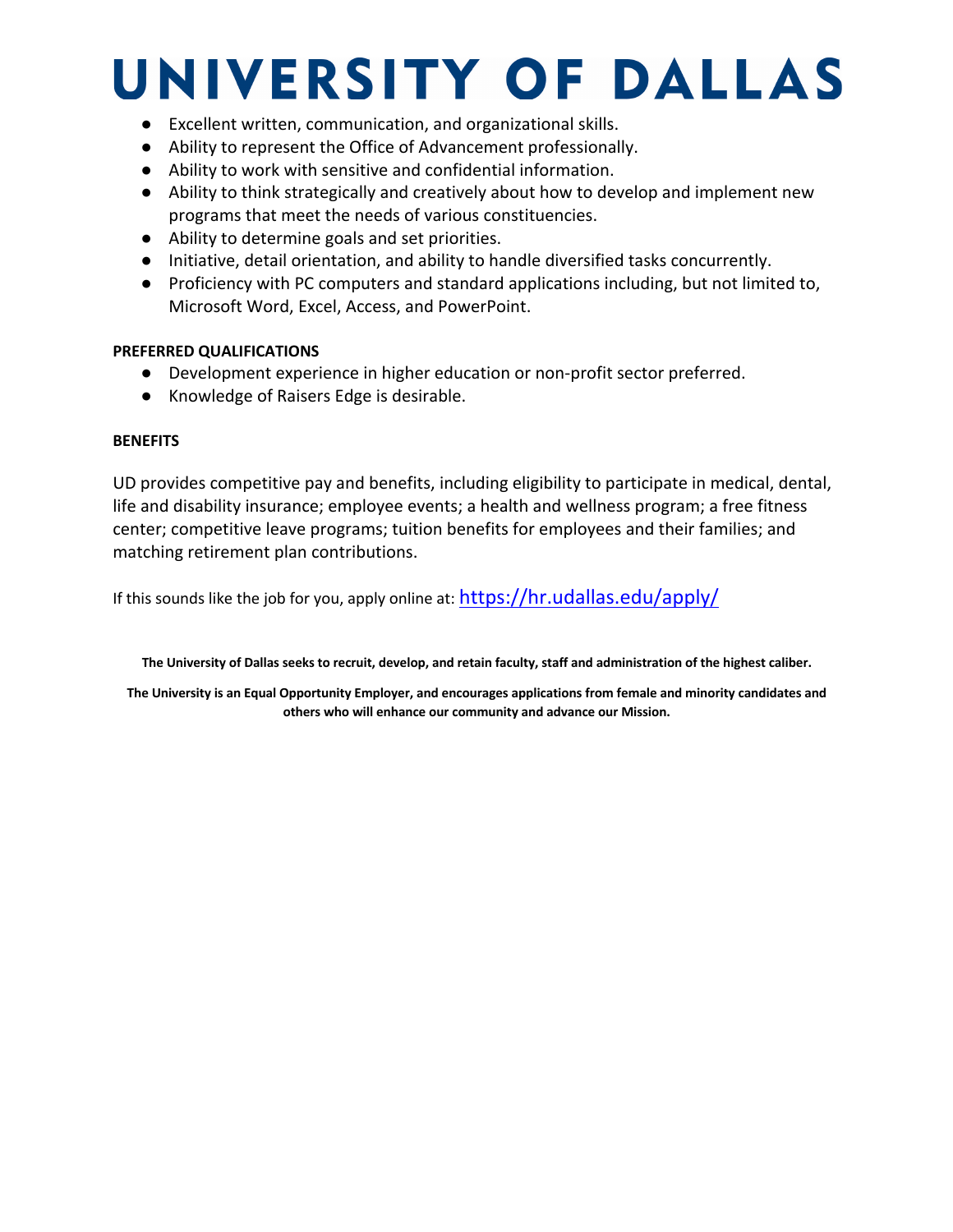# UNIVERSITY OF DALLAS

- Excellent written, communication, and organizational skills.
- Ability to represent the Office of Advancement professionally.
- Ability to work with sensitive and confidential information.
- Ability to think strategically and creatively about how to develop and implement new programs that meet the needs of various constituencies.
- Ability to determine goals and set priorities.
- Initiative, detail orientation, and ability to handle diversified tasks concurrently.
- Proficiency with PC computers and standard applications including, but not limited to, Microsoft Word, Excel, Access, and PowerPoint.

**PREFERRED QUALIFICATIONS**

- Development experience in higher education or non-profit sector preferred.
- Knowledge of Raisers Edge is desirable.

**BENEFITS**

UD provides competitive pay and benefits, including eligibility to participate in medical, dental, life and disability insurance; employee events; a health and wellness program; a free fitness center; competitive leave programs; tuition benefits for employees and their families; and matching retirement plan contributions.

If this sounds like the job for you, apply online at: https://hr.udallas.edu/apply/

**The University of Dallas seeks to recruit, develop, and retain faculty, staff and administration of the highest caliber.**

**The University is an Equal Opportunity Employer, and encourages applications from female and minority candidates and others who will enhance our community and advance our Mission.**